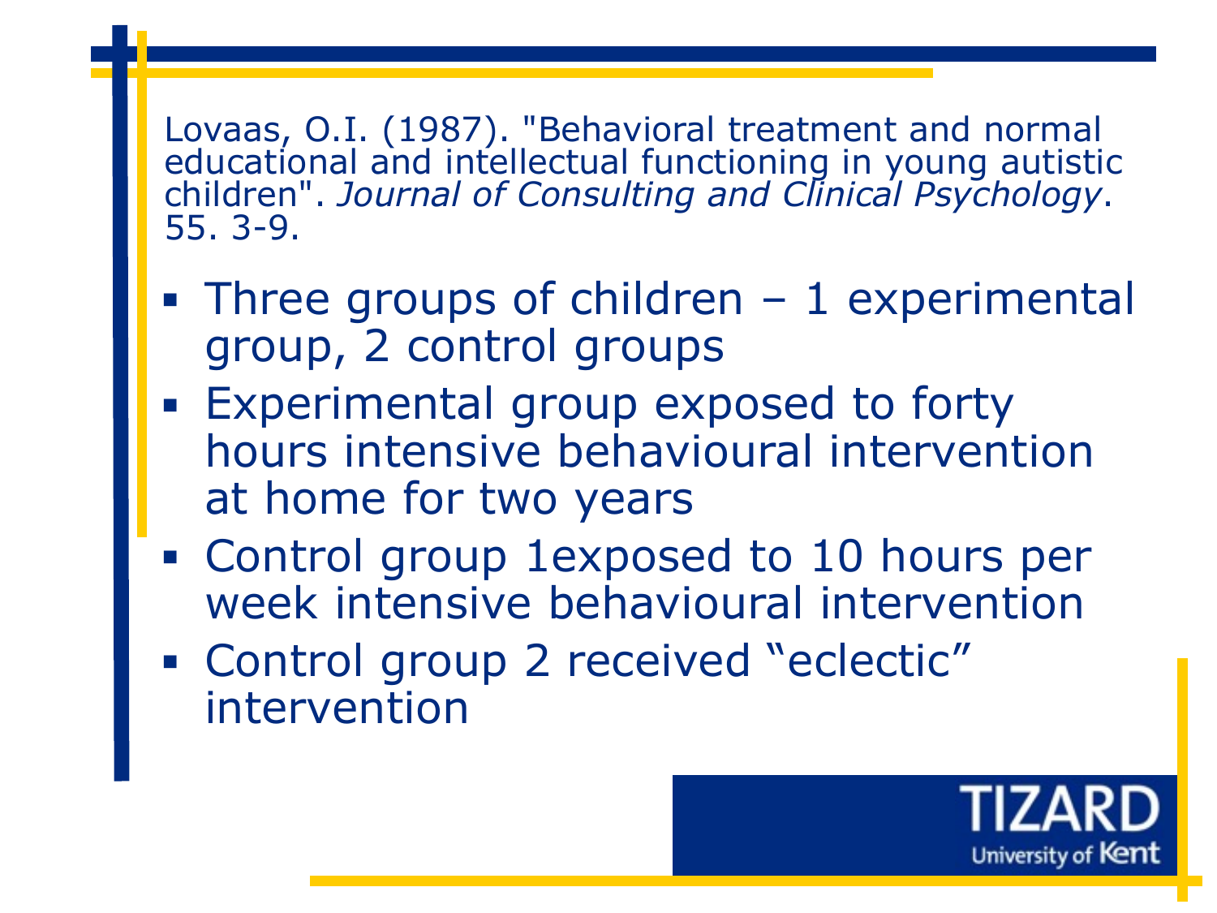Lovaas, O.I. (1987). "Behavioral treatment and normal educational and intellectual functioning in young autistic children". *Journal of Consulting and Clinical Psychology*. 55. 3-9.

- Three groups of children – 1 experimental group, 2 control groups
- Experimental group exposed to forty hours intensive behavioural intervention at home for two years
- Control group 1exposed to 10 hours per week intensive behavioural intervention
- Control group 2 received "eclectic" intervention

TIZARD
University of Kent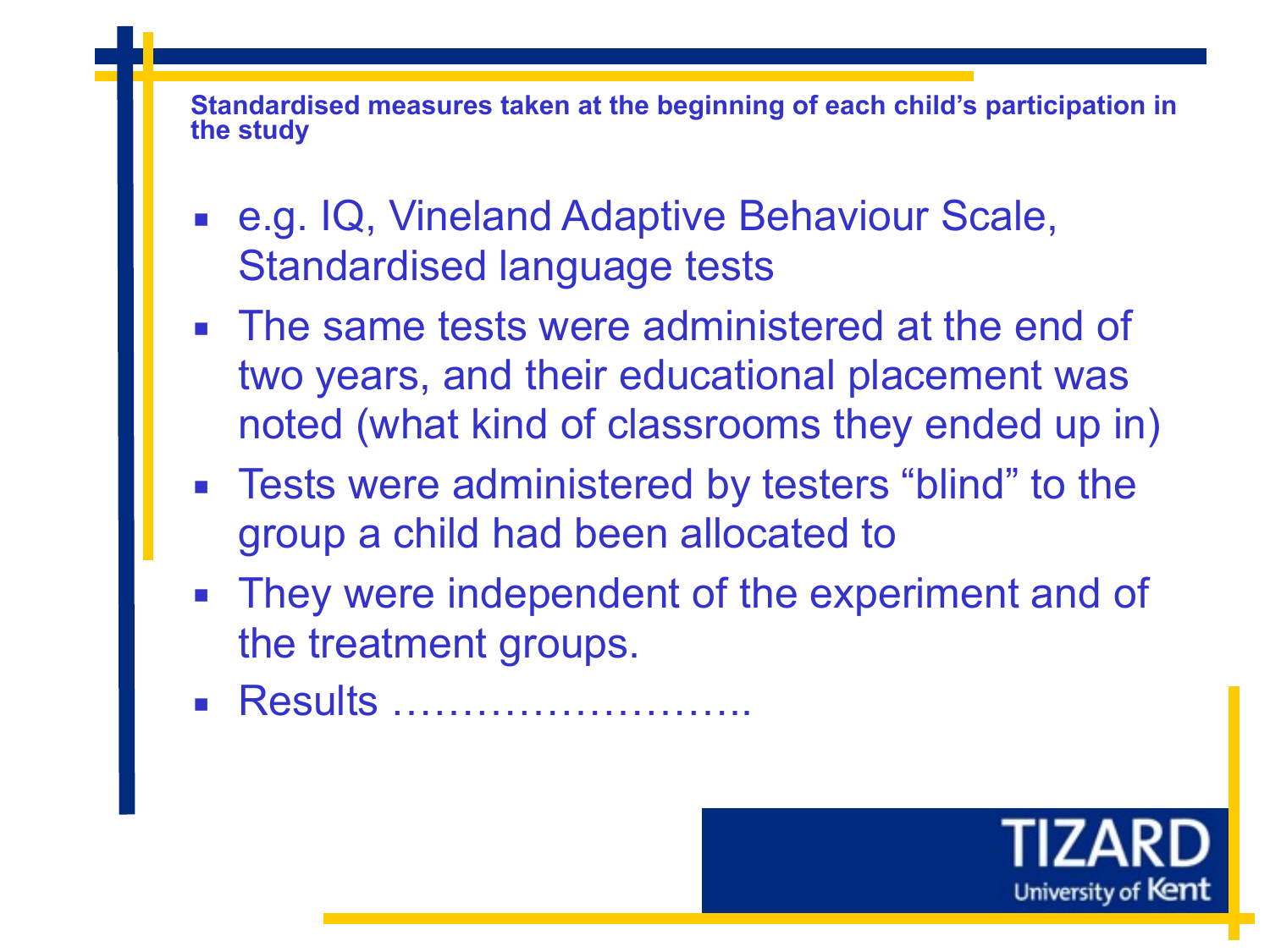## Standardised measures taken at the beginning of each child's participation in the study

- e.g. IQ, Vineland Adaptive Behaviour Scale, Standardised language tests
- The same tests were administered at the end of two years, and their educational placement was noted (what kind of classrooms they ended up in)
- Tests were administered by testers "blind" to the group a child had been allocated to
- They were independent of the experiment and of the treatment groups.
- Results ……………………..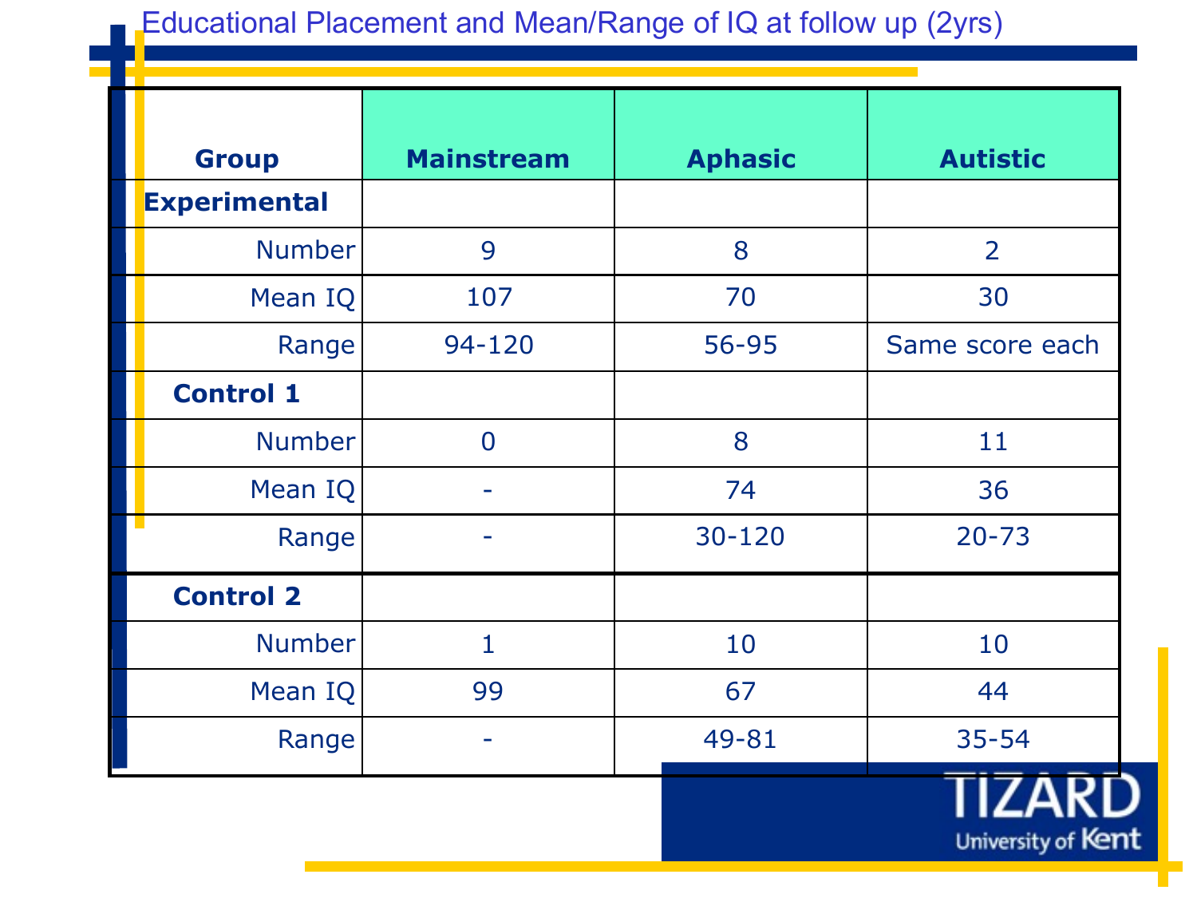# Educational Placement and Mean/Range of IQ at follow up (2yrs)

| Group | Mainstream | Aphasic | Autistic |
|---|---|---|---|
| **Experimental** | | | |
| Number | 9 | 8 | 2 |
| Mean IQ | 107 | 70 | 30 |
| Range | 94-120 | 56-95 | Same score each |
| **Control 1** | | | |
| Number | 0 | 8 | 11 |
| Mean IQ | - | 74 | 36 |
| Range | - | 30-120 | 20-73 |
| **Control 2** | | | |
| Number | 1 | 10 | 10 |
| Mean IQ | 99 | 67 | 44 |
| Range | - | 49-81 | 35-54 |

TIZARD
University of Kent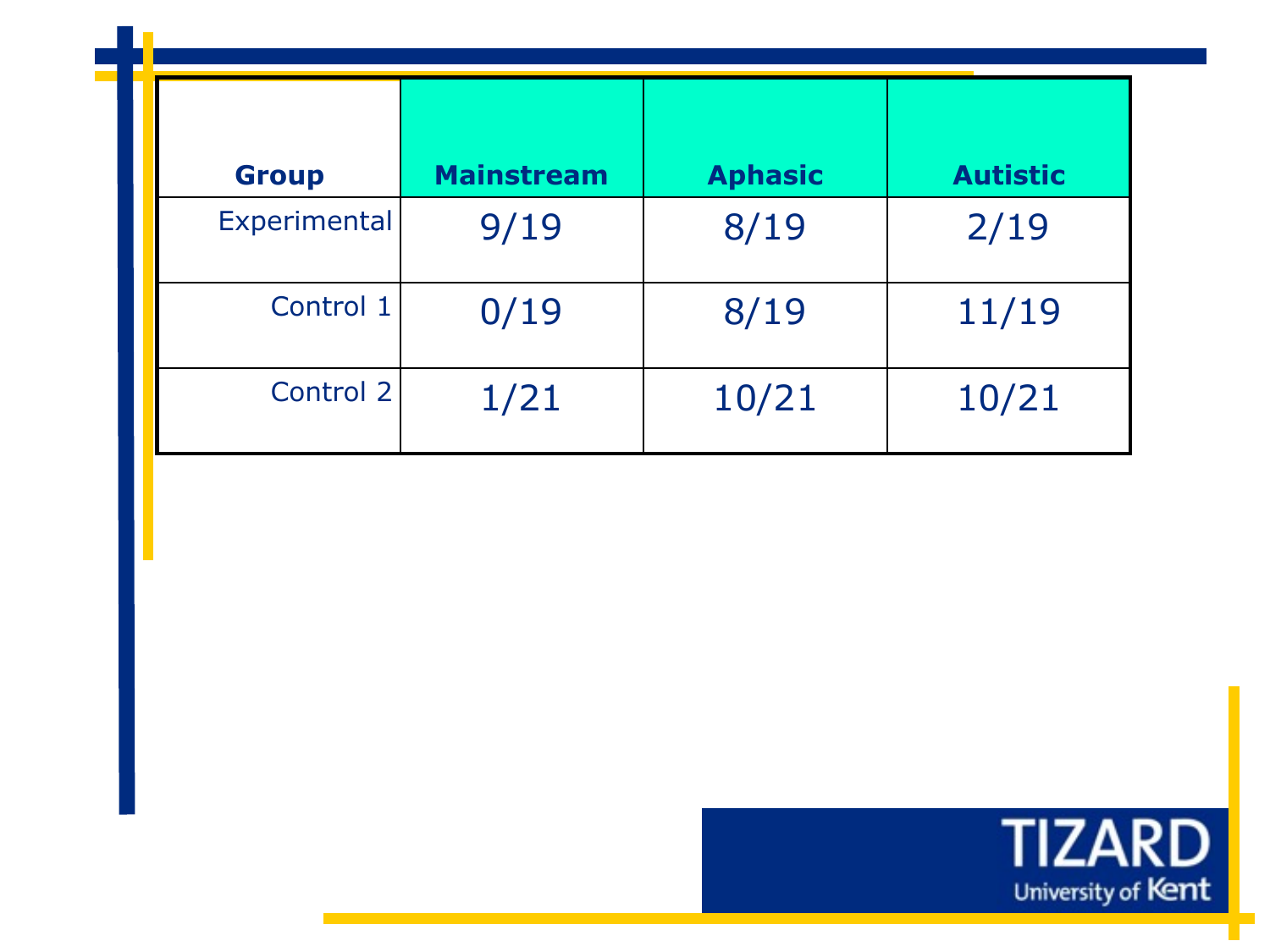| Group | Mainstream | Aphasic | Autistic |
|---|---|---|---|
| Experimental | 9/19 | 8/19 | 2/19 |
| Control 1 | 0/19 | 8/19 | 11/19 |
| Control 2 | 1/21 | 10/21 | 10/21 |

TIZARD
University of Kent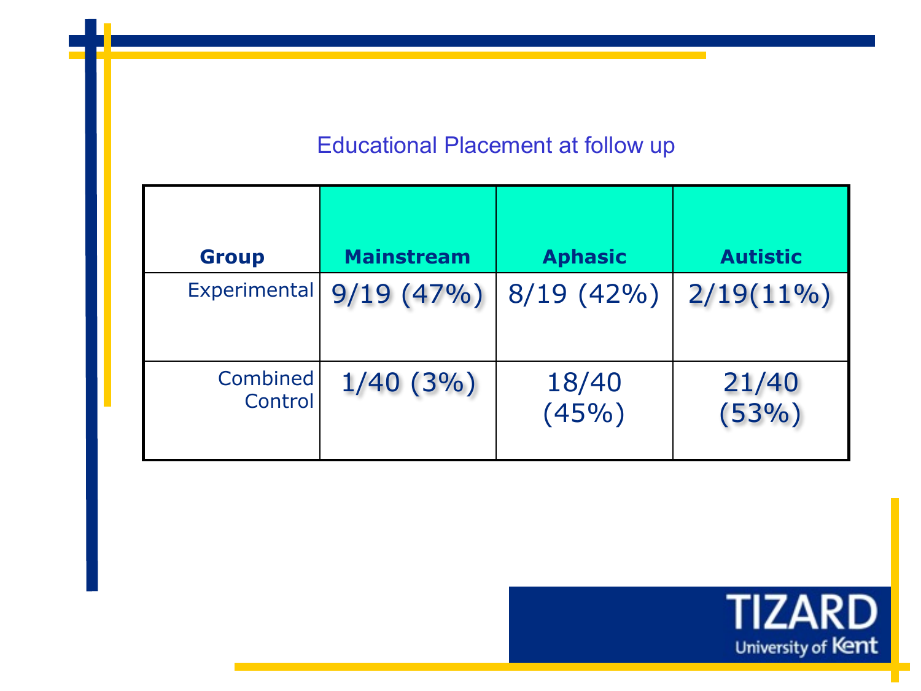## Educational Placement at follow up

| Group | Mainstream | Aphasic | Autistic |
|---|---|---|---|
| Experimental | 9/19 (47%) | 8/19 (42%) | 2/19(11%) |
| Combined Control | 1/40 (3%) | 18/40 (45%) | 21/40 (53%) |

TIZARD University of Kent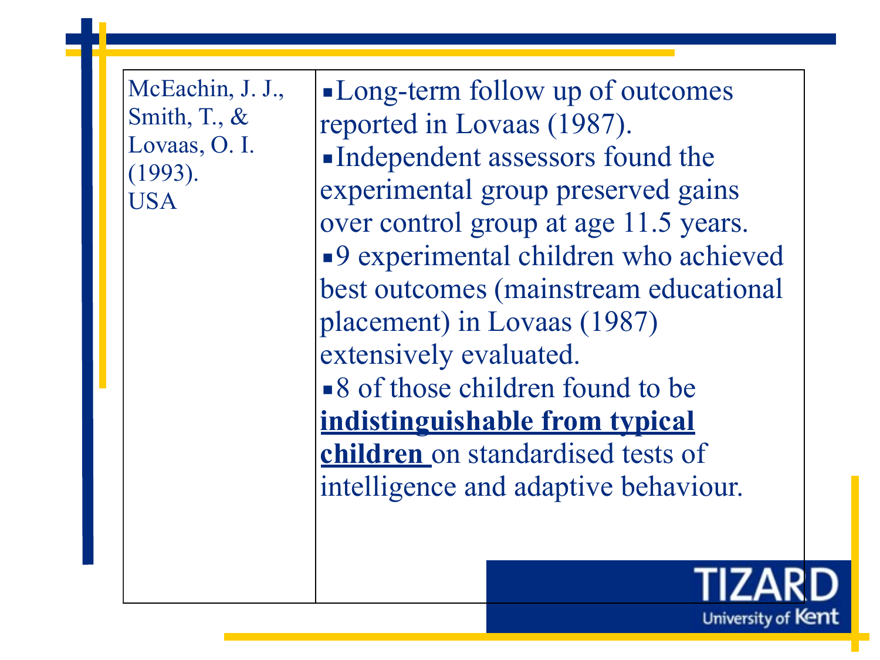| | |
|---|---|
| McEachin, J. J., Smith, T., & Lovaas, O. I. (1993). USA | ▪ Long-term follow up of outcomes reported in Lovaas (1987).<br>▪ Independent assessors found the experimental group preserved gains over control group at age 11.5 years.<br>▪ 9 experimental children who achieved best outcomes (mainstream educational placement) in Lovaas (1987) extensively evaluated.<br>▪ 8 of those children found to be **indistinguishable from typical children** on standardised tests of intelligence and adaptive behaviour. |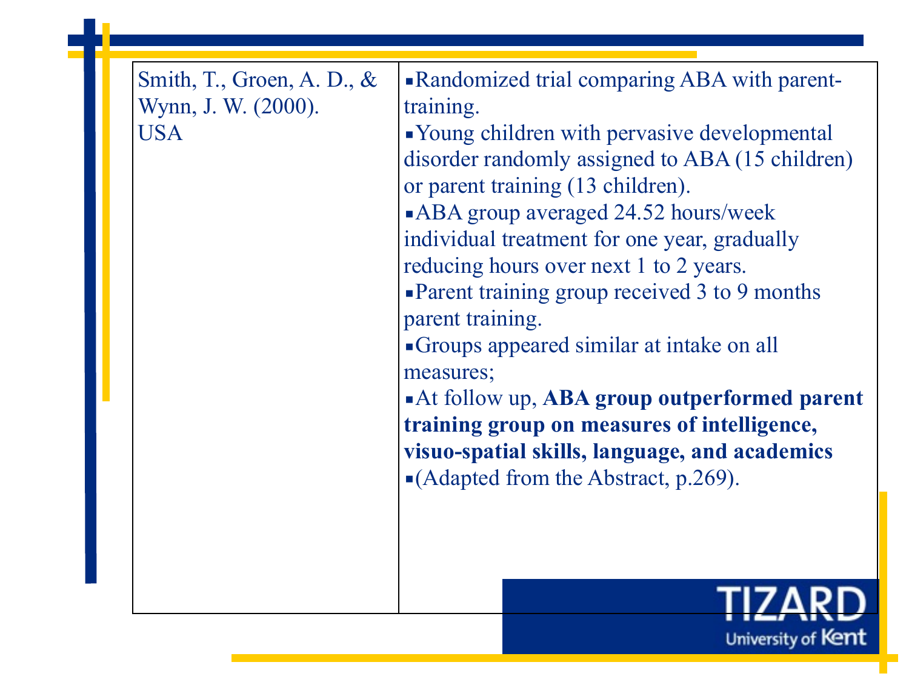| | |
|---|---|
| Smith, T., Groen, A. D., & Wynn, J. W. (2000).<br>USA | ▪ Randomized trial comparing ABA with parent-training.<br>▪ Young children with pervasive developmental disorder randomly assigned to ABA (15 children) or parent training (13 children).<br>▪ ABA group averaged 24.52 hours/week individual treatment for one year, gradually reducing hours over next 1 to 2 years.<br>▪ Parent training group received 3 to 9 months parent training.<br>▪ Groups appeared similar at intake on all measures;<br>▪ At follow up, **ABA group outperformed parent training group on measures of intelligence, visuo-spatial skills, language, and academics**<br>▪ (Adapted from the Abstract, p.269). |

TIZARD
University of Kent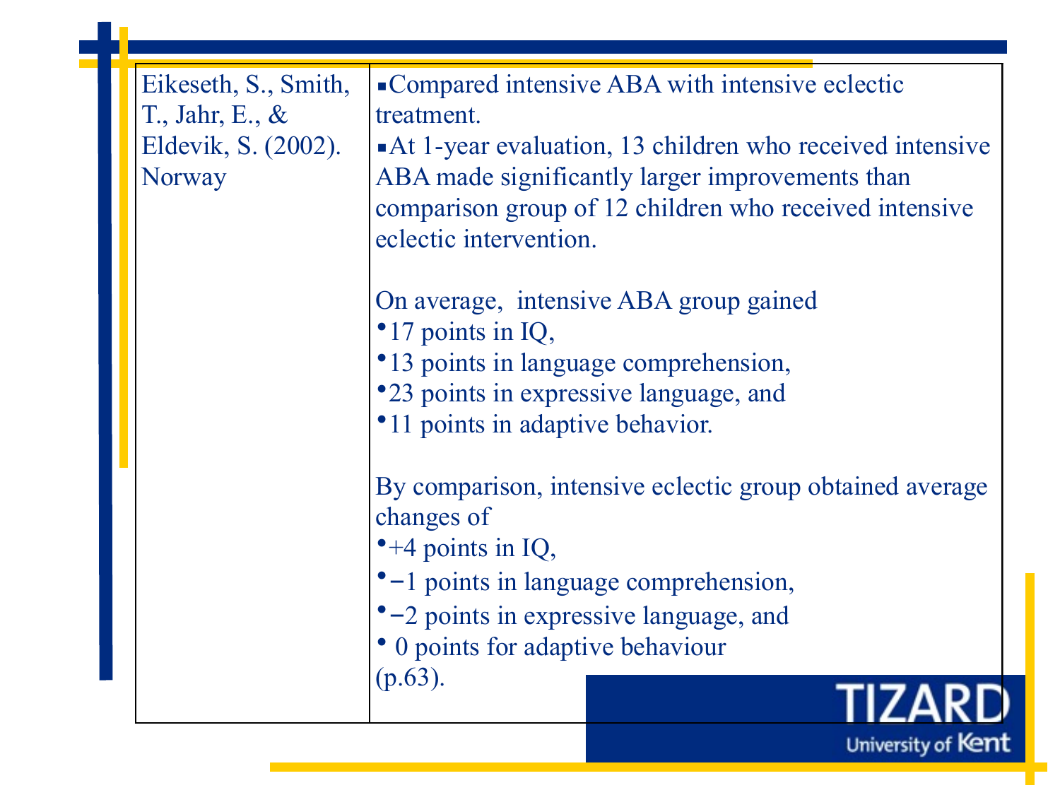| | |
|---|---|
| Eikeseth, S., Smith, T., Jahr, E., & Eldevik, S. (2002). Norway | ▪Compared intensive ABA with intensive eclectic treatment.<br>▪At 1-year evaluation, 13 children who received intensive ABA made significantly larger improvements than comparison group of 12 children who received intensive eclectic intervention.<br><br>On average, intensive ABA group gained<br>•17 points in IQ,<br>•13 points in language comprehension,<br>•23 points in expressive language, and<br>•11 points in adaptive behavior.<br><br>By comparison, intensive eclectic group obtained average changes of<br>•+4 points in IQ,<br>•−1 points in language comprehension,<br>•−2 points in expressive language, and<br>• 0 points for adaptive behaviour<br>(p.63). |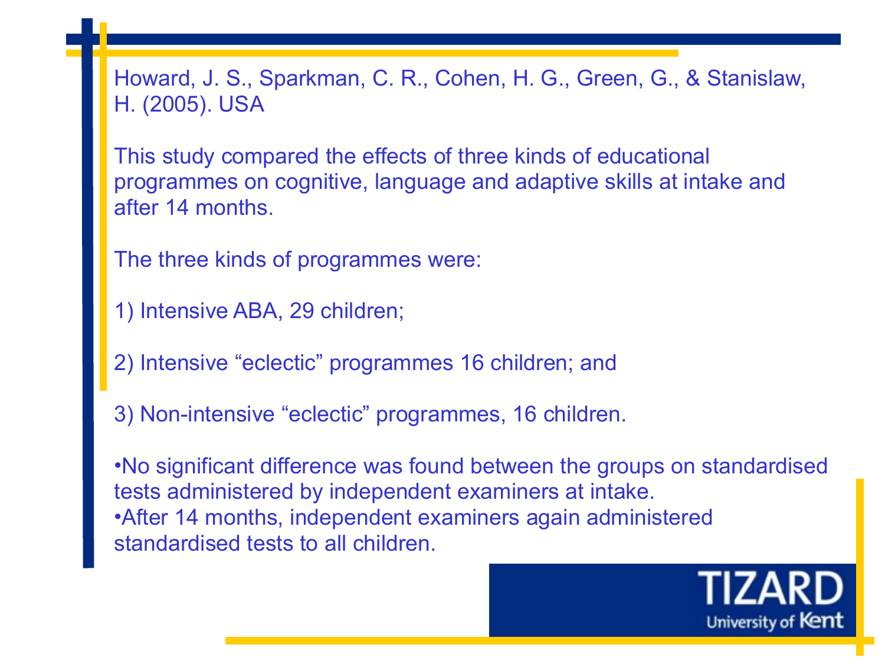Howard, J. S., Sparkman, C. R., Cohen, H. G., Green, G., & Stanislaw, H. (2005). USA

This study compared the effects of three kinds of educational programmes on cognitive, language and adaptive skills at intake and after 14 months.

The three kinds of programmes were:

1) Intensive ABA, 29 children;

2) Intensive "eclectic" programmes 16 children; and

3) Non-intensive "eclectic" programmes, 16 children.

- No significant difference was found between the groups on standardised tests administered by independent examiners at intake.
- After 14 months, independent examiners again administered standardised tests to all children.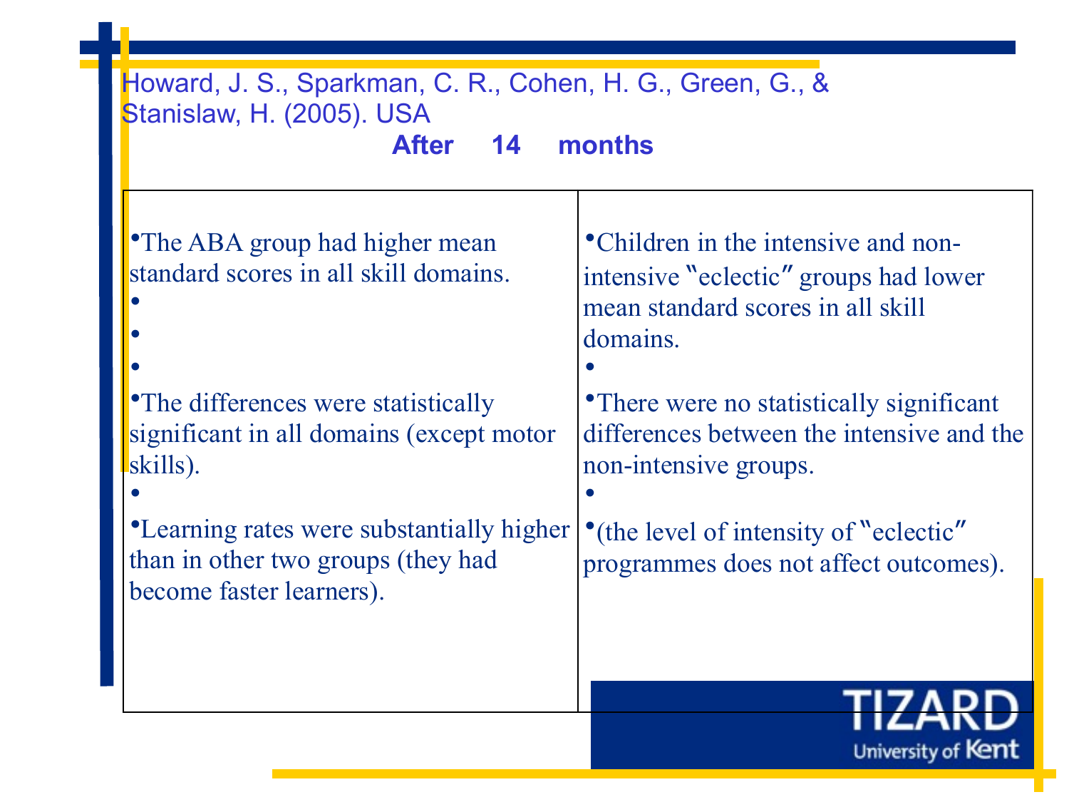Howard, J. S., Sparkman, C. R., Cohen, H. G., Green, G., & Stanislaw, H. (2005). USA

**After 14 months**

| | |
|---|---|
| • The ABA group had higher mean standard scores in all skill domains.<br><br>• The differences were statistically significant in all domains (except motor skills).<br><br>• Learning rates were substantially higher than in other two groups (they had become faster learners). | • Children in the intensive and non-intensive "eclectic" groups had lower mean standard scores in all skill domains.<br><br>• There were no statistically significant differences between the intensive and the non-intensive groups.<br><br>• (the level of intensity of "eclectic" programmes does not affect outcomes). |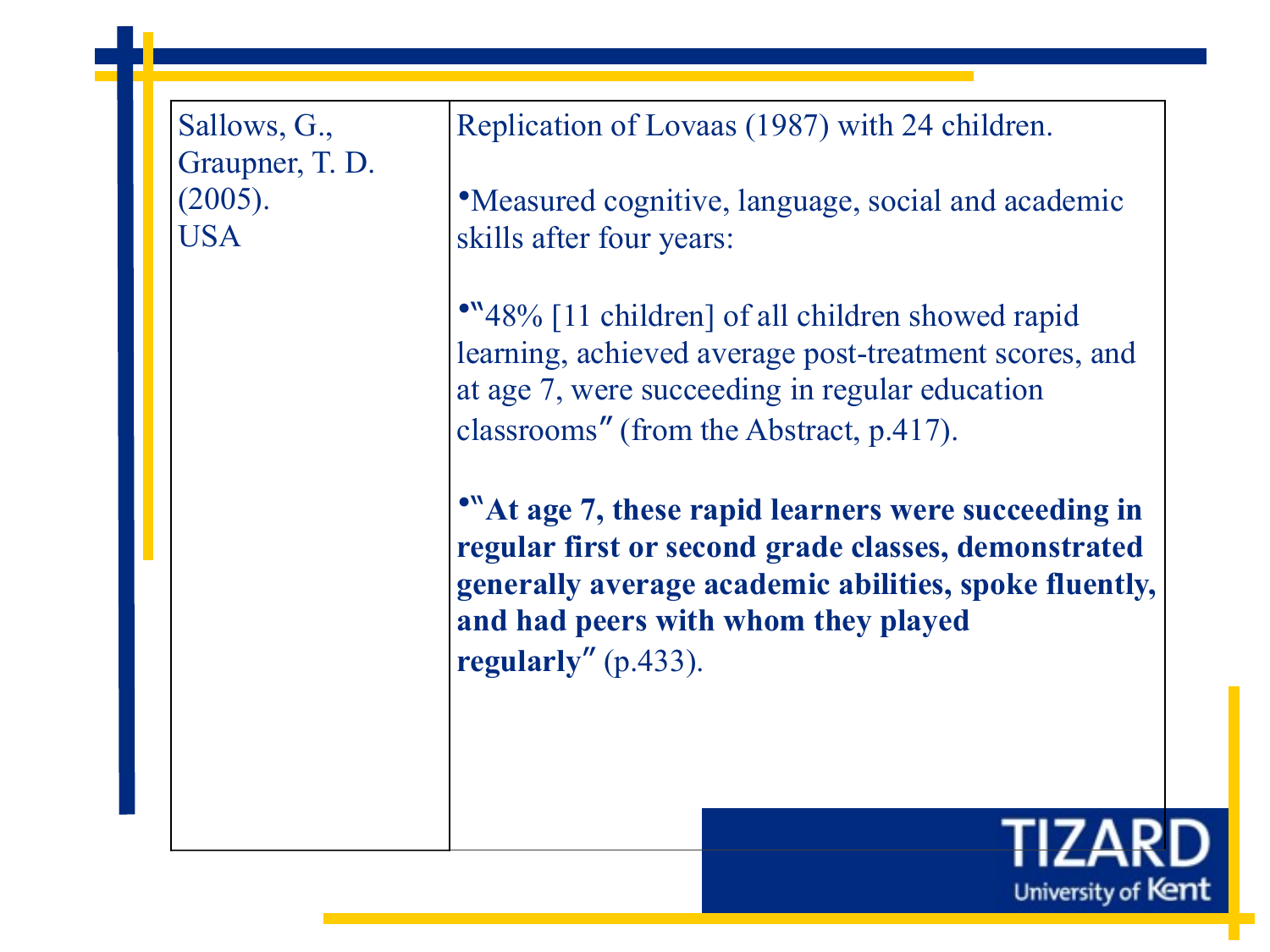| | |
|---|---|
| Sallows, G., Graupner, T. D. (2005). USA | Replication of Lovaas (1987) with 24 children.<br><br>• Measured cognitive, language, social and academic skills after four years:<br><br>• "48% [11 children] of all children showed rapid learning, achieved average post-treatment scores, and at age 7, were succeeding in regular education classrooms" (from the Abstract, p.417).<br><br>• "**At age 7, these rapid learners were succeeding in regular first or second grade classes, demonstrated generally average academic abilities, spoke fluently, and had peers with whom they played regularly**" (p.433). |

TIZARD
University of Kent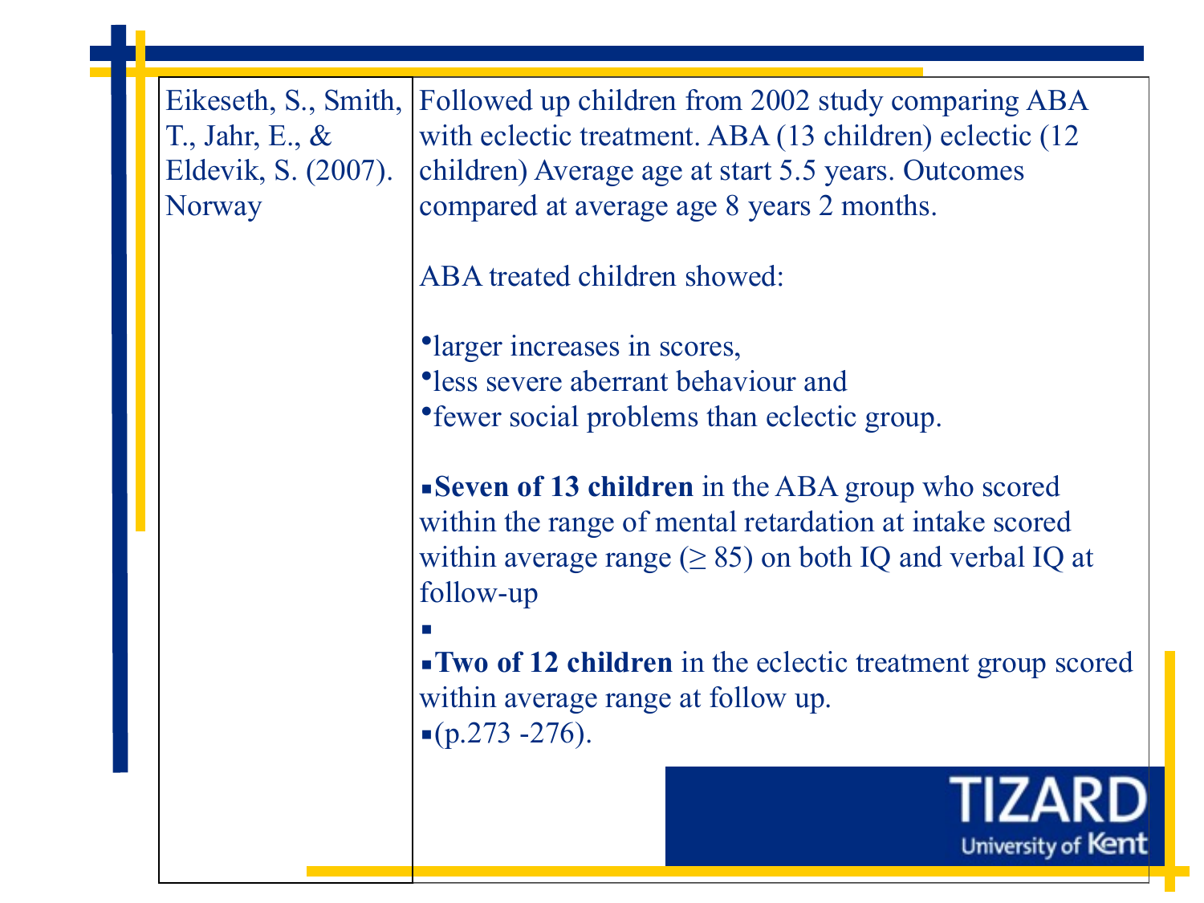| | |
|---|---|
| Eikeseth, S., Smith, T., Jahr, E., & Eldevik, S. (2007). Norway | Followed up children from 2002 study comparing ABA with eclectic treatment. ABA (13 children) eclectic (12 children) Average age at start 5.5 years. Outcomes compared at average age 8 years 2 months.<br><br>ABA treated children showed:<br><br>• larger increases in scores,<br>• less severe aberrant behaviour and<br>• fewer social problems than eclectic group.<br><br>▪ **Seven of 13 children** in the ABA group who scored within the range of mental retardation at intake scored within average range (≥ 85) on both IQ and verbal IQ at follow-up<br>▪<br>▪ **Two of 12 children** in the eclectic treatment group scored within average range at follow up.<br>▪ (p.273 -276). |

TIZARD
University of Kent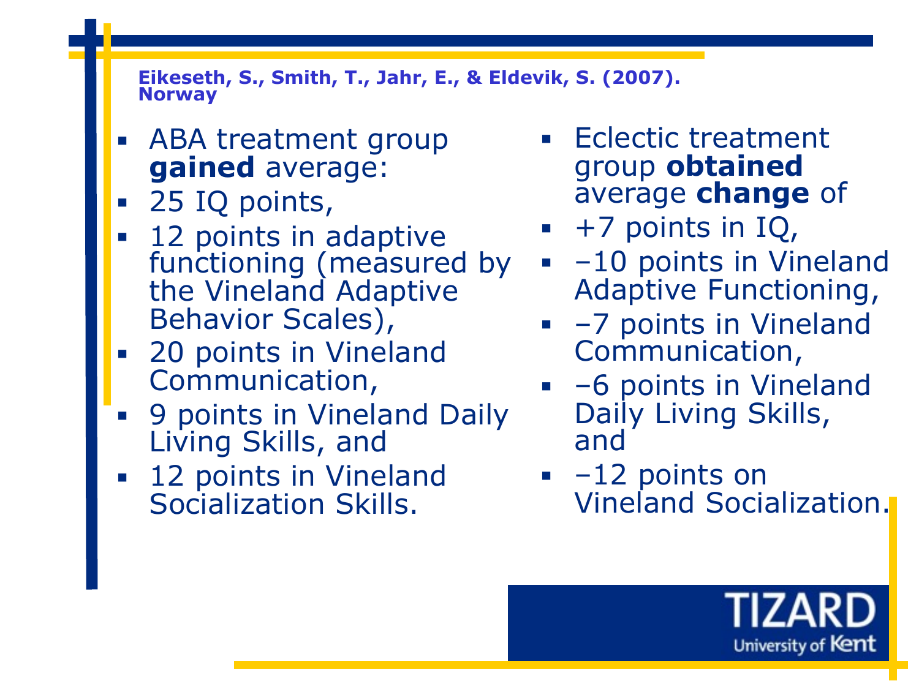**Eikeseth, S., Smith, T., Jahr, E., & Eldevik, S. (2007). Norway**

- ABA treatment group **gained** average:
- 25 IQ points,
- 12 points in adaptive functioning (measured by the Vineland Adaptive Behavior Scales),
- 20 points in Vineland Communication,
- 9 points in Vineland Daily Living Skills, and
- 12 points in Vineland Socialization Skills.

- Eclectic treatment group **obtained** average **change** of
- +7 points in IQ,
- −10 points in Vineland Adaptive Functioning,
- −7 points in Vineland Communication,
- −6 points in Vineland Daily Living Skills, and
- −12 points on Vineland Socialization.

TIZARD
University of Kent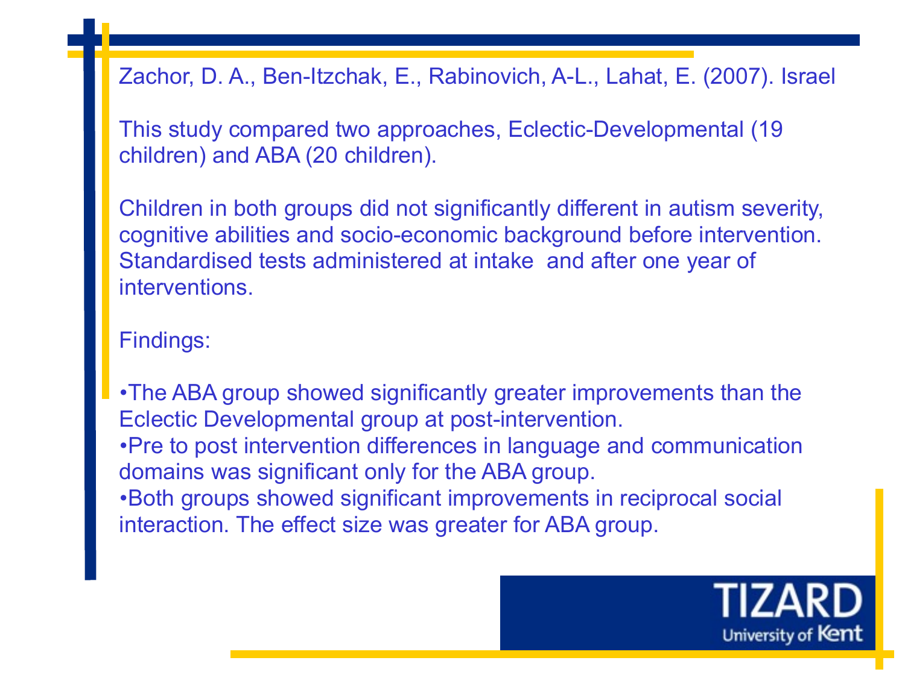Zachor, D. A., Ben-Itzchak, E., Rabinovich, A-L., Lahat, E. (2007). Israel

This study compared two approaches, Eclectic-Developmental (19 children) and ABA (20 children).

Children in both groups did not significantly different in autism severity, cognitive abilities and socio-economic background before intervention. Standardised tests administered at intake and after one year of interventions.

Findings:

- The ABA group showed significantly greater improvements than the Eclectic Developmental group at post-intervention.
- Pre to post intervention differences in language and communication domains was significant only for the ABA group.
- Both groups showed significant improvements in reciprocal social interaction. The effect size was greater for ABA group.

TIZARD
University of Kent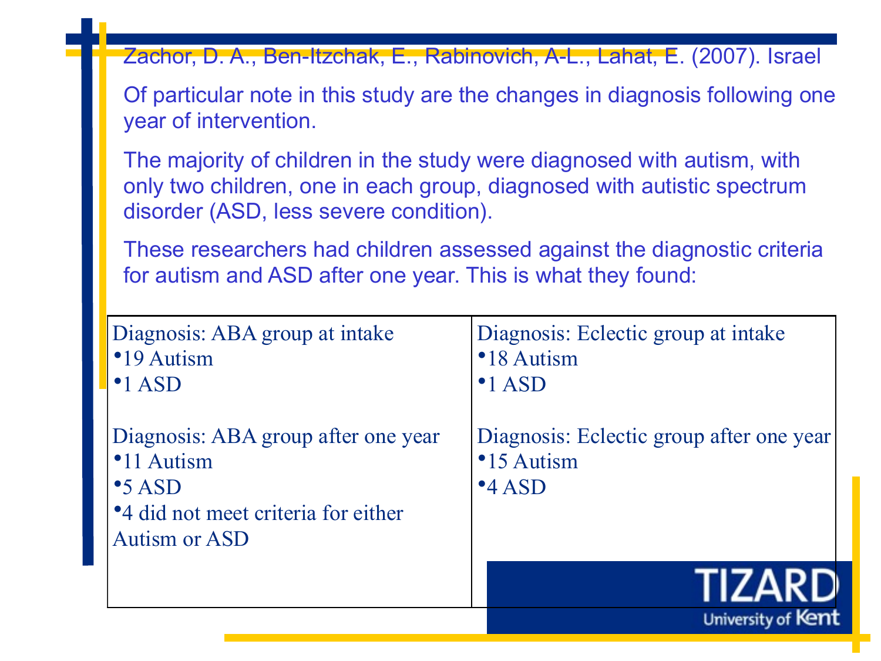Zachor, D. A., Ben-Itzchak, E., Rabinovich, A-L., Lahat, E. (2007). Israel

Of particular note in this study are the changes in diagnosis following one year of intervention.

The majority of children in the study were diagnosed with autism, with only two children, one in each group, diagnosed with autistic spectrum disorder (ASD, less severe condition).

These researchers had children assessed against the diagnostic criteria for autism and ASD after one year. This is what they found:

| | |
|---|---|
| Diagnosis: ABA group at intake<br>• 19 Autism<br>• 1 ASD<br><br>Diagnosis: ABA group after one year<br>• 11 Autism<br>• 5 ASD<br>• 4 did not meet criteria for either Autism or ASD | Diagnosis: Eclectic group at intake<br>• 18 Autism<br>• 1 ASD<br><br>Diagnosis: Eclectic group after one year<br>• 15 Autism<br>• 4 ASD |